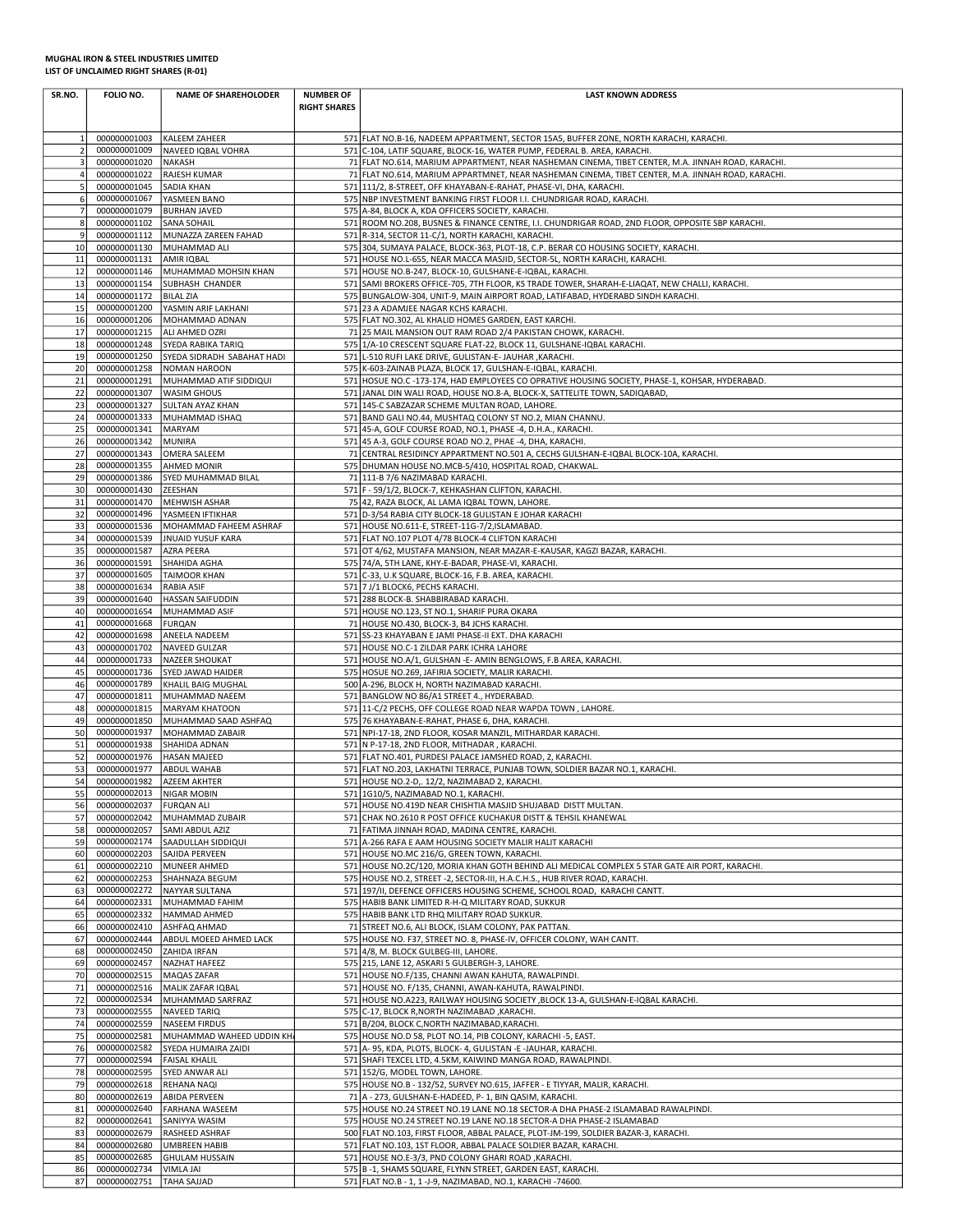**MUGHAL IRON & STEEL INDUSTRIES LIMITED**
**LIST OF UNCLAIMED RIGHT SHARES (R-01)**

| SR.NO. | FOLIO NO. | NAME OF SHAREHOLODER | NUMBER OF RIGHT SHARES | LAST KNOWN ADDRESS |
|---|---|---|---|---|
| 1 | 000000001003 | KALEEM ZAHEER | 571 | FLAT NO.B-16, NADEEM APPARTMENT, SECTOR 15A5, BUFFER ZONE, NORTH KARACHI, KARACHI. |
| 2 | 000000001009 | NAVEED IQBAL VOHRA | 571 | C-104, LATIF SQUARE, BLOCK-16, WATER PUMP, FEDERAL B. AREA, KARACHI. |
| 3 | 000000001020 | NAKASH | 71 | FLAT NO.614, MARIUM APPARTMENT, NEAR NASHEMAN CINEMA, TIBET CENTER, M.A. JINNAH ROAD, KARACHI. |
| 4 | 000000001022 | RAJESH KUMAR | 71 | FLAT NO.614, MARIUM APPARTMNET, NEAR NASHEMAN CINEMA, TIBET CENTER, M.A. JINNAH ROAD, KARACHI. |
| 5 | 000000001045 | SADIA KHAN | 571 | 111/2, 8-STREET, OFF KHAYABAN-E-RAHAT, PHASE-VI, DHA, KARACHI. |
| 6 | 000000001067 | YASMEEN BANO | 575 | NBP INVESTMENT BANKING FIRST FLOOR I.I. CHUNDRIGAR ROAD, KARACHI. |
| 7 | 000000001079 | BURHAN JAVED | 575 | A-84, BLOCK A, KDA OFFICERS SOCIETY, KARACHI. |
| 8 | 000000001102 | SANA SOHAIL | 571 | ROOM NO.208, BUSNES & FINANCE CENTRE, I.I. CHUNDRIGAR ROAD, 2ND FLOOR, OPPOSITE SBP KARACHI. |
| 9 | 000000001112 | MUNAZZA ZAREEN FAHAD | 571 | R-314, SECTOR 11-C/1, NORTH KARACHI, KARACHI. |
| 10 | 000000001130 | MUHAMMAD ALI | 575 | 304, SUMAYA PALACE, BLOCK-363, PLOT-18, C.P. BERAR CO HOUSING SOCIETY, KARACHI. |
| 11 | 000000001131 | AMIR IQBAL | 571 | HOUSE NO.L-655, NEAR MACCA MASJID, SECTOR-5L, NORTH KARACHI, KARACHI. |
| 12 | 000000001146 | MUHAMMAD MOHSIN KHAN | 571 | HOUSE NO.B-247, BLOCK-10, GULSHANE-E-IQBAL, KARACHI. |
| 13 | 000000001154 | SUBHASH CHANDER | 571 | SAMI BROKERS OFFICE-705, 7TH FLOOR, KS TRADE TOWER, SHARAH-E-LIAQAT, NEW CHALLI, KARACHI. |
| 14 | 000000001172 | BILAL ZIA | 575 | BUNGALOW-304, UNIT-9, MAIN AIRPORT ROAD, LATIFABAD, HYDERABD SINDH KARACHI. |
| 15 | 000000001200 | YASMIN ARIF LAKHANI | 571 | 23 A ADAMJEE NAGAR KCHS KARACHI. |
| 16 | 000000001206 | MOHAMMAD ADNAN | 575 | FLAT NO.302, AL KHALID HOMES GARDEN, EAST KARCHI. |
| 17 | 000000001215 | ALI AHMED OZRI | 71 | 25 MAIL MANSION OUT RAM ROAD 2/4 PAKISTAN CHOWK, KARACHI. |
| 18 | 000000001248 | SYEDA RABIKA TARIQ | 575 | 1/A-10 CRESCENT SQUARE FLAT-22, BLOCK 11, GULSHANE-IQBAL KARACHI. |
| 19 | 000000001250 | SYEDA SIDRADH SABAHAT HADI | 571 | L-510 RUFI LAKE DRIVE, GULISTAN-E- JAUHAR ,KARACHI. |
| 20 | 000000001258 | NOMAN HAROON | 575 | K-603-ZAINAB PLAZA, BLOCK 17, GULSHAN-E-IQBAL, KARACHI. |
| 21 | 000000001291 | MUHAMMAD ATIF SIDDIQUI | 571 | HOSUE NO.C -173-174, HAD EMPLOYEES CO OPRATIVE HOUSING SOCIETY, PHASE-1, KOHSAR, HYDERABAD. |
| 22 | 000000001307 | WASIM GHOUS | 571 | JANAL DIN WALI ROAD, HOUSE NO.8-A, BLOCK-X, SATTELITE TOWN, SADIQABAD, |
| 23 | 000000001327 | SULTAN AYAZ KHAN | 571 | 145-C SABZAZAR SCHEME MULTAN ROAD, LAHORE. |
| 24 | 000000001333 | MUHAMMAD ISHAQ | 571 | BAND GALI NO.44, MUSHTAQ COLONY ST NO.2, MIAN CHANNU. |
| 25 | 000000001341 | MARYAM | 571 | 45-A, GOLF COURSE ROAD, NO.1, PHASE -4, D.H.A., KARACHI. |
| 26 | 000000001342 | MUNIRA | 571 | 45 A-3, GOLF COURSE ROAD NO.2, PHAE -4, DHA, KARACHI. |
| 27 | 000000001343 | OMERA SALEEM | 71 | CENTRAL RESIDINCY APPARTMENT NO.501 A, CECHS GULSHAN-E-IQBAL BLOCK-10A, KARACHI. |
| 28 | 000000001355 | AHMED MONIR | 575 | DHUMAN HOUSE NO.MCB-5/410, HOSPITAL ROAD, CHAKWAL. |
| 29 | 000000001386 | SYED MUHAMMAD BILAL | 71 | 111-B 7/6 NAZIMABAD KARACHI. |
| 30 | 000000001430 | ZEESHAN | 571 | F - 59/1/2, BLOCK-7, KEHKASHAN CLIFTON, KARACHI. |
| 31 | 000000001470 | MEHWISH ASHAR | 75 | 42, RAZA BLOCK, AL LAMA IQBAL TOWN, LAHORE. |
| 32 | 000000001496 | YASMEEN IFTIKHAR | 571 | D-3/54 RABIA CITY BLOCK-18 GULISTAN E JOHAR KARACHI |
| 33 | 000000001536 | MOHAMMAD FAHEEM ASHRAF | 571 | HOUSE NO.611-E, STREET-11G-7/2,ISLAMABAD. |
| 34 | 000000001539 | JNUAID YUSUF KARA | 571 | FLAT NO.107 PLOT 4/78 BLOCK-4 CLIFTON KARACHI |
| 35 | 000000001587 | AZRA PEERA | 571 | OT 4/62, MUSTAFA MANSION, NEAR MAZAR-E-KAUSAR, KAGZI BAZAR, KARACHI. |
| 36 | 000000001591 | SHAHIDA AGHA | 575 | 74/A, 5TH LANE, KHY-E-BADAR, PHASE-VI, KARACHI. |
| 37 | 000000001605 | TAIMOOR KHAN | 571 | C-33, U.K SQUARE, BLOCK-16, F.B. AREA, KARACHI. |
| 38 | 000000001634 | RABIA ASIF | 571 | 7 J/1 BLOCK6, PECHS KARACHI. |
| 39 | 000000001640 | HASSAN SAIFUDDIN | 571 | 288 BLOCK-B. SHABBIRABAD KARACHI. |
| 40 | 000000001654 | MUHAMMAD ASIF | 571 | HOUSE NO.123, ST NO.1, SHARIF PURA OKARA |
| 41 | 000000001668 | FURQAN | 71 | HOUSE NO.430, BLOCK-3, B4 JCHS KARACHI. |
| 42 | 000000001698 | ANEELA NADEEM | 571 | SS-23 KHAYABAN E JAMI PHASE-II EXT. DHA KARACHI |
| 43 | 000000001702 | NAVEED GULZAR | 571 | HOUSE NO.C-1 ZILDAR PARK ICHRA LAHORE |
| 44 | 000000001733 | NAZEER SHOUKAT | 571 | HOUSE NO.A/1, GULSHAN -E- AMIN BENGLOWS, F.B AREA, KARACHI. |
| 45 | 000000001736 | SYED JAWAD HAIDER | 575 | HOSUE NO.269, JAFIRIA SOCIETY, MALIR KARACHI. |
| 46 | 000000001789 | KHALIL BAIG MUGHAL | 500 | A-296, BLOCK H, NORTH NAZIMABAD KARACHI. |
| 47 | 000000001811 | MUHAMMAD NAEEM | 571 | BANGLOW NO 86/A1 STREET 4., HYDERABAD. |
| 48 | 000000001815 | MARYAM KHATOON | 571 | 11-C/2 PECHS, OFF COLLEGE ROAD NEAR WAPDA TOWN , LAHORE. |
| 49 | 000000001850 | MUHAMMAD SAAD ASHFAQ | 575 | 76 KHAYABAN-E-RAHAT, PHASE 6, DHA, KARACHI. |
| 50 | 000000001937 | MOHAMMAD ZABAIR | 571 | NPI-17-18, 2ND FLOOR, KOSAR MANZIL, MITHARDAR KARACHI. |
| 51 | 000000001938 | SHAHIDA ADNAN | 571 | N P-17-18, 2ND FLOOR, MITHADAR , KARACHI. |
| 52 | 000000001976 | HASAN MAJEED | 571 | FLAT NO.401, PURDESI PALACE JAMSHED ROAD, 2, KARACHI. |
| 53 | 000000001977 | ABDUL WAHAB | 571 | FLAT NO.203, LAKHATNI TERRACE, PUNJAB TOWN, SOLDIER BAZAR NO.1, KARACHI. |
| 54 | 000000001982 | AZEEM AKHTER | 571 | HOUSE NO.2-D,. 12/2, NAZIMABAD 2, KARACHI. |
| 55 | 000000002013 | NIGAR MOBIN | 571 | 1G10/5, NAZIMABAD NO.1, KARACHI. |
| 56 | 000000002037 | FURQAN ALI | 571 | HOUSE NO.419D NEAR CHISHTIA MASJID SHUJABAD DISTT MULTAN. |
| 57 | 000000002042 | MUHAMMAD ZUBAIR | 571 | CHAK NO.2610 R POST OFFICE KUCHAKUR DISTT & TEHSIL KHANEWAL |
| 58 | 000000002057 | SAMI ABDUL AZIZ | 71 | FATIMA JINNAH ROAD, MADINA CENTRE, KARACHI. |
| 59 | 000000002174 | SAADULLAH SIDDIQUI | 571 | A-266 RAFA E AAM HOUSING SOCIETY MALIR HALIT KARACHI |
| 60 | 000000002203 | SAJIDA PERVEEN | 571 | HOUSE NO.MC 216/G, GREEN TOWN, KARACHI. |
| 61 | 000000002210 | MUNEER AHMED | 571 | HOUSE NO.2C/120, MORIA KHAN GOTH BEHIND ALI MEDICAL COMPLEX 5 STAR GATE AIR PORT, KARACHI. |
| 62 | 000000002253 | SHAHNAZA BEGUM | 575 | HOUSE NO.2, STREET -2, SECTOR-III, H.A.C.H.S., HUB RIVER ROAD, KARACHI. |
| 63 | 000000002272 | NAYYAR SULTANA | 571 | 197/II, DEFENCE OFFICERS HOUSING SCHEME, SCHOOL ROAD, KARACHI CANTT. |
| 64 | 000000002331 | MUHAMMAD FAHIM | 575 | HABIB BANK LIMITED R-H-Q MILITARY ROAD, SUKKUR |
| 65 | 000000002332 | HAMMAD AHMED | 575 | HABIB BANK LTD RHQ MILITARY ROAD SUKKUR. |
| 66 | 000000002410 | ASHFAQ AHMAD | 71 | STREET NO.6, ALI BLOCK, ISLAM COLONY, PAK PATTAN. |
| 67 | 000000002444 | ABDUL MOEED AHMED LACK | 575 | HOUSE NO. F37, STREET NO. 8, PHASE-IV, OFFICER COLONY, WAH CANTT. |
| 68 | 000000002450 | ZAHIDA IRFAN | 571 | 4/8, M. BLOCK GULBEG-III, LAHORE. |
| 69 | 000000002457 | NAZHAT HAFEEZ | 575 | 215, LANE 12, ASKARI 5 GULBERGH-3, LAHORE. |
| 70 | 000000002515 | MAQAS ZAFAR | 571 | HOUSE NO.F/135, CHANNI AWAN KAHUTA, RAWALPINDI. |
| 71 | 000000002516 | MALIK ZAFAR IQBAL | 571 | HOUSE NO. F/135, CHANNI, AWAN-KAHUTA, RAWALPINDI. |
| 72 | 000000002534 | MUHAMMAD SARFRAZ | 571 | HOUSE NO.A223, RAILWAY HOUSING SOCIETY ,BLOCK 13-A, GULSHAN-E-IQBAL KARACHI. |
| 73 | 000000002555 | NAVEED TARIQ | 575 | C-17, BLOCK R,NORTH NAZIMABAD ,KARACHI. |
| 74 | 000000002559 | NASEEM FIRDUS | 571 | B/204, BLOCK C,NORTH NAZIMABAD,KARACHI. |
| 75 | 000000002581 | MUHAMMAD WAHEED UDDIN KH | 575 | HOUSE NO.D 58, PLOT NO.14, PIB COLONY, KARACHI -5, EAST. |
| 76 | 000000002582 | SYEDA HUMAIRA ZAIDI | 571 | A- 95, KDA, PLOTS, BLOCK- 4, GULISTAN -E -JAUHAR, KARACHI. |
| 77 | 000000002594 | FAISAL KHALIL | 571 | SHAFI TEXCEL LTD, 4.5KM, KAIWIND MANGA ROAD, RAWALPINDI. |
| 78 | 000000002595 | SYED ANWAR ALI | 571 | 152/G, MODEL TOWN, LAHORE. |
| 79 | 000000002618 | REHANA NAQI | 575 | HOUSE NO.B - 132/52, SURVEY NO.615, JAFFER - E TIYYAR, MALIR, KARACHI. |
| 80 | 000000002619 | ABIDA PERVEEN | 71 | A - 273, GULSHAN-E-HADEED, P- 1, BIN QASIM, KARACHI. |
| 81 | 000000002640 | FARHANA WASEEM | 575 | HOUSE NO.24 STREET NO.19 LANE NO.18 SECTOR-A DHA PHASE-2 ISLAMABAD RAWALPINDI. |
| 82 | 000000002641 | SANIYYA WASIM | 575 | HOUSE NO.24 STREET NO.19 LANE NO.18 SECTOR-A DHA PHASE-2 ISLAMABAD |
| 83 | 000000002679 | RASHEED ASHRAF | 500 | FLAT NO.103, FIRST FLOOR, ABBAL PALACE, PLOT-JM-199, SOLDIER BAZAR-3, KARACHI. |
| 84 | 000000002680 | UMBREEN HABIB | 571 | FLAT NO.103, 1ST FLOOR, ABBAL PALACE SOLDIER BAZAR, KARACHI. |
| 85 | 000000002685 | GHULAM HUSSAIN | 571 | HOUSE NO.E-3/3, PND COLONY GHARI ROAD ,KARACHI. |
| 86 | 000000002734 | VIMLA JAI | 575 | B -1, SHAMS SQUARE, FLYNN STREET, GARDEN EAST, KARACHI. |
| 87 | 000000002751 | TAHA SAJJAD | 571 | FLAT NO.B - 1, 1 -J-9, NAZIMABAD, NO.1, KARACHI -74600. |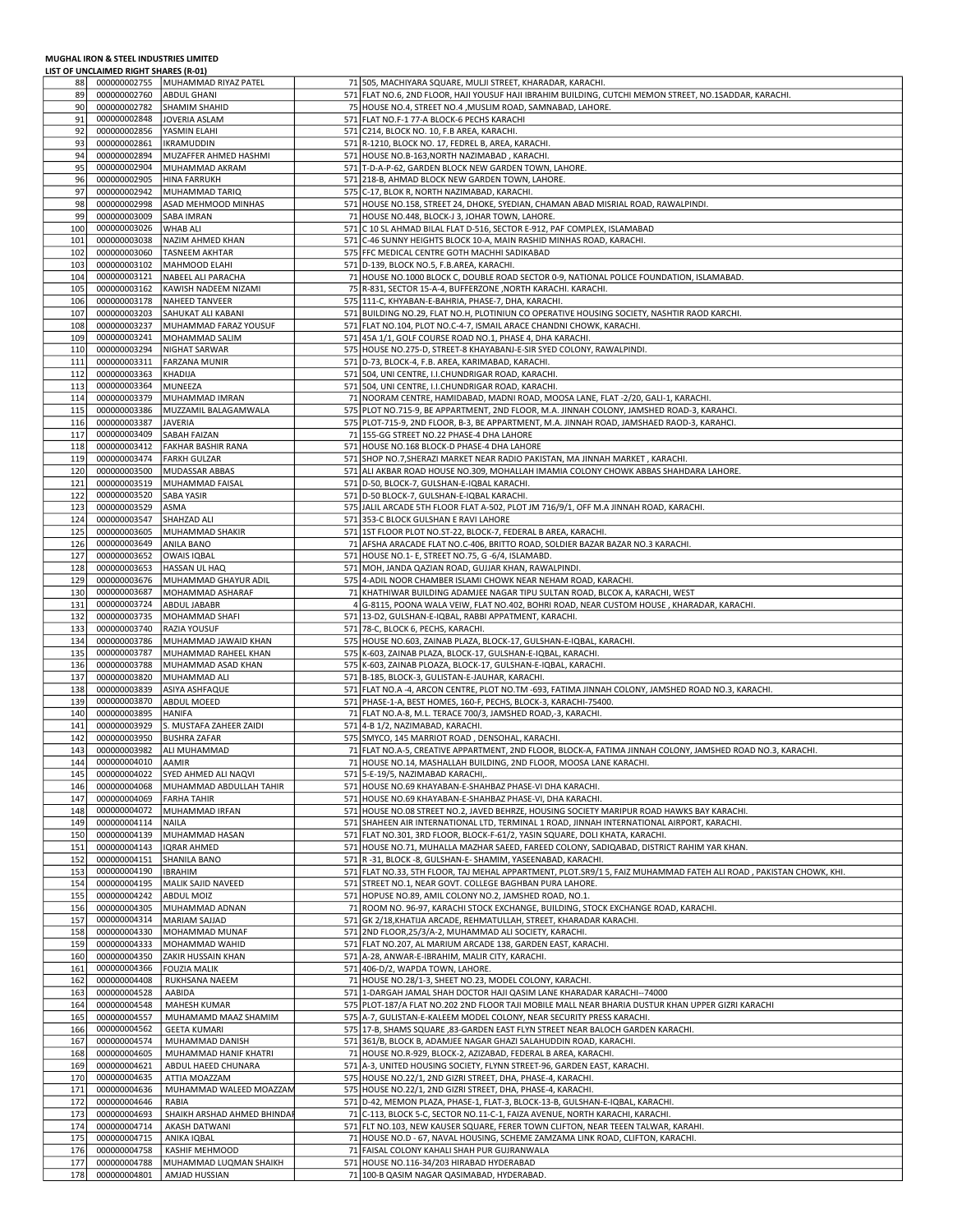**MUGHAL IRON & STEEL INDUSTRIES LIMITED**
**LIST OF UNCLAIMED RIGHT SHARES (R-01)**

| | | | | |
|---|---|---|---|---|
| 88 | 000000002755 | MUHAMMAD RIYAZ PATEL | 71 | 505, MACHIYARA SQUARE, MULJI STREET, KHARADAR, KARACHI. |
| 89 | 000000002760 | ABDUL GHANI | 571 | FLAT NO.6, 2ND FLOOR, HAJI YOUSUF HAJI IBRAHIM BUILDING, CUTCHI MEMON STREET, NO.1SADDAR, KARACHI. |
| 90 | 000000002782 | SHAMIM SHAHID | 75 | HOUSE NO.4, STREET NO.4 ,MUSLIM ROAD, SAMNABAD, LAHORE. |
| 91 | 000000002848 | JOVERIA ASLAM | 571 | FLAT NO.F-1 77-A BLOCK-6 PECHS KARACHI |
| 92 | 000000002856 | YASMIN ELAHI | 571 | C214, BLOCK NO. 10, F.B AREA, KARACHI. |
| 93 | 000000002861 | IKRAMUDDIN | 571 | R-1210, BLOCK NO. 17, FEDREL B, AREA, KARACHI. |
| 94 | 000000002894 | MUZAFFER AHMED HASHMI | 571 | HOUSE NO.B-163,NORTH NAZIMABAD , KARACHI. |
| 95 | 000000002904 | MUHAMMAD AKRAM | 571 | T-D-A-P-62, GARDEN BLOCK NEW GARDEN TOWN, LAHORE. |
| 96 | 000000002905 | HINA FARRUKH | 571 | 218-B, AHMAD BLOCK NEW GARDEN TOWN, LAHORE. |
| 97 | 000000002942 | MUHAMMAD TARIQ | 575 | C-17, BLOK R, NORTH NAZIMABAD, KARACHI. |
| 98 | 000000002998 | ASAD MEHMOOD MINHAS | 571 | HOUSE NO.158, STREET 24, DHOKE, SYEDIAN, CHAMAN ABAD MISRIAL ROAD, RAWALPINDI. |
| 99 | 000000003009 | SABA IMRAN | 71 | HOUSE NO.448, BLOCK-J 3, JOHAR TOWN, LAHORE. |
| 100 | 000000003026 | WHAB ALI | 571 | C 10 SL AHMAD BILAL FLAT D-516, SECTOR E-912, PAF COMPLEX, ISLAMABAD |
| 101 | 000000003038 | NAZIM AHMED KHAN | 571 | C-46 SUNNY HEIGHTS BLOCK 10-A, MAIN RASHID MINHAS ROAD, KARACHI. |
| 102 | 000000003060 | TASNEEM AKHTAR | 575 | FFC MEDICAL CENTRE GOTH MACHHI SADIKABAD |
| 103 | 000000003102 | MAHMOOD ELAHI | 571 | D-139, BLOCK NO.5, F.B.AREA, KARACHI. |
| 104 | 000000003121 | NABEEL ALI PARACHA | 71 | HOUSE NO.1000 BLOCK C, DOUBLE ROAD SECTOR 0-9, NATIONAL POLICE FOUNDATION, ISLAMABAD. |
| 105 | 000000003162 | KAWISH NADEEM NIZAMI | 75 | R-831, SECTOR 15-A-4, BUFFERZONE ,NORTH KARACHI. KARACHI. |
| 106 | 000000003178 | NAHEED TANVEER | 575 | 111-C, KHYABAN-E-BAHRIA, PHASE-7, DHA, KARACHI. |
| 107 | 000000003203 | SAHUKAT ALI KABANI | 571 | BUILDING NO.29, FLAT NO.H, PLOTINIUN CO OPERATIVE HOUSING SOCIETY, NASHTIR RAOD KARCHI. |
| 108 | 000000003237 | MUHAMMAD FARAZ YOUSUF | 571 | FLAT NO.104, PLOT NO.C-4-7, ISMAIL ARACE CHANDNI CHOWK, KARACHI. |
| 109 | 000000003241 | MOHAMMAD SALIM | 571 | 45A 1/1, GOLF COURSE ROAD NO.1, PHASE 4, DHA KARACHI. |
| 110 | 000000003294 | NIGHAT SARWAR | 575 | HOUSE NO.275-D, STREET-8 KHAYABANJ-E-SIR SYED COLONY, RAWALPINDI. |
| 111 | 000000003311 | FARZANA MUNIR | 571 | D-73, BLOCK-4, F.B. AREA, KARIMABAD, KARACHI. |
| 112 | 000000003363 | KHADIJA | 571 | 504, UNI CENTRE, I.I.CHUNDRIGAR ROAD, KARACHI. |
| 113 | 000000003364 | MUNEEZA | 571 | 504, UNI CENTRE, I.I.CHUNDRIGAR ROAD, KARACHI. |
| 114 | 000000003379 | MUHAMMAD IMRAN | 71 | NOORAM CENTRE, HAMIDABAD, MADNI ROAD, MOOSA LANE, FLAT -2/20, GALI-1, KARACHI. |
| 115 | 000000003386 | MUZZAMIL BALAGAMWALA | 575 | PLOT NO.715-9, BE APPARTMENT, 2ND FLOOR, M.A. JINNAH COLONY, JAMSHED ROAD-3, KARAHCI. |
| 116 | 000000003387 | JAVERIA | 575 | PLOT-715-9, 2ND FLOOR, B-3, BE APPARTMENT, M.A. JINNAH ROAD, JAMSHAED RAOD-3, KARAHCI. |
| 117 | 000000003409 | SABAH FAIZAN | 71 | 155-GG STREET NO.22 PHASE-4 DHA LAHORE |
| 118 | 000000003412 | FAKHAR BASHIR RANA | 571 | HOUSE NO.168 BLOCK-D PHASE-4 DHA LAHORE |
| 119 | 000000003474 | FARKH GULZAR | 571 | SHOP NO.7,SHERAZI MARKET NEAR RADIO PAKISTAN, MA JINNAH MARKET , KARACHI. |
| 120 | 000000003500 | MUDASSAR ABBAS | 571 | ALI AKBAR ROAD HOUSE NO.309, MOHALLAH IMAMIA COLONY CHOWK ABBAS SHAHDARA LAHORE. |
| 121 | 000000003519 | MUHAMMAD FAISAL | 571 | D-50, BLOCK-7, GULSHAN-E-IQBAL KARACHI. |
| 122 | 000000003520 | SABA YASIR | 571 | D-50 BLOCK-7, GULSHAN-E-IQBAL KARACHI. |
| 123 | 000000003529 | ASMA | 575 | JALIL ARCADE 5TH FLOOR FLAT A-502, PLOT JM 716/9/1, OFF M.A JINNAH ROAD, KARACHI. |
| 124 | 000000003547 | SHAHZAD ALI | 571 | 353-C BLOCK GULSHAN E RAVI LAHORE |
| 125 | 000000003605 | MUHAMMAD SHAKIR | 571 | 1ST FLOOR PLOT NO.ST-22, BLOCK-7, FEDERAL B AREA, KARACHI. |
| 126 | 000000003649 | ANILA BANO | 71 | AFSHA ARACADE FLAT NO.C-406, BRITTO ROAD, SOLDIER BAZAR BAZAR NO.3 KARACHI. |
| 127 | 000000003652 | OWAIS IQBAL | 571 | HOUSE NO.1- E, STREET NO.75, G -6/4, ISLAMABD. |
| 128 | 000000003653 | HASSAN UL HAQ | 571 | MOH, JANDA QAZIAN ROAD, GUJJAR KHAN, RAWALPINDI. |
| 129 | 000000003676 | MUHAMMAD GHAYUR ADIL | 575 | 4-ADIL NOOR CHAMBER ISLAMI CHOWK NEAR NEHAM ROAD, KARACHI. |
| 130 | 000000003687 | MOHAMMAD ASHARAF | 71 | KHATHIWAR BUILDING ADAMJEE NAGAR TIPU SULTAN ROAD, BLCOK A, KARACHI, WEST |
| 131 | 000000003724 | ABDUL JABABR | 4 | G-8115, POONA WALA VEIW, FLAT NO.402, BOHRI ROAD, NEAR CUSTOM HOUSE , KHARADAR, KARACHI. |
| 132 | 000000003735 | MOHAMMAD SHAFI | 571 | 13-D2, GULSHAN-E-IQBAL, RABBI APPATMENT, KARACHI. |
| 133 | 000000003740 | RAZIA YOUSUF | 571 | 78-C, BLOCK 6, PECHS, KARACHI. |
| 134 | 000000003786 | MUHAMMAD JAWAID KHAN | 575 | HOUSE NO.603, ZAINAB PLAZA, BLOCK-17, GULSHAN-E-IQBAL, KARACHI. |
| 135 | 000000003787 | MUHAMMAD RAHEEL KHAN | 575 | K-603, ZAINAB PLAZA, BLOCK-17, GULSHAN-E-IQBAL, KARACHI. |
| 136 | 000000003788 | MUHAMMAD ASAD KHAN | 575 | K-603, ZAINAB PLOAZA, BLOCK-17, GULSHAN-E-IQBAL, KARACHI. |
| 137 | 000000003820 | MUHAMMAD ALI | 571 | B-185, BLOCK-3, GULISTAN-E-JAUHAR, KARACHI. |
| 138 | 000000003839 | ASIYA ASHFAQUE | 571 | FLAT NO.A -4, ARCON CENTRE, PLOT NO.TM -693, FATIMA JINNAH COLONY, JAMSHED ROAD NO.3, KARACHI. |
| 139 | 000000003870 | ABDUL MOEED | 571 | PHASE-1-A, BEST HOMES, 160-F, PECHS, BLOCK-3, KARACHI-75400. |
| 140 | 000000003895 | HANIFA | 71 | FLAT NO.A-8, M.L. TERACE 700/3, JAMSHED ROAD,-3, KARACHI. |
| 141 | 000000003929 | S. MUSTAFA ZAHEER ZAIDI | 571 | 4-B 1/2, NAZIMABAD, KARACHI. |
| 142 | 000000003950 | BUSHRA ZAFAR | 575 | SMYCO, 145 MARRIOT ROAD , DENSOHAL, KARACHI. |
| 143 | 000000003982 | ALI MUHAMMAD | 71 | FLAT NO.A-5, CREATIVE APPARTMENT, 2ND FLOOR, BLOCK-A, FATIMA JINNAH COLONY, JAMSHED ROAD NO.3, KARACHI. |
| 144 | 000000004010 | AAMIR | 71 | HOUSE NO.14, MASHALLAH BUILDING, 2ND FLOOR, MOOSA LANE KARACHI. |
| 145 | 000000004022 | SYED AHMED ALI NAQVI | 571 | 5-E-19/5, NAZIMABAD KARACHI,. |
| 146 | 000000004068 | MUHAMMAD ABDULLAH TAHIR | 571 | HOUSE NO.69 KHAYABAN-E-SHAHBAZ PHASE-VI DHA KARACHI. |
| 147 | 000000004069 | FARHA TAHIR | 571 | HOUSE NO.69 KHAYABAN-E-SHAHBAZ PHASE-VI, DHA KARACHI. |
| 148 | 000000004072 | MUHAMMAD IRFAN | 571 | HOUSE NO.08 STREET NO.2, JAVED BEHRZE, HOUSING SOCIETY MARIPUR ROAD HAWKS BAY KARACHI. |
| 149 | 000000004114 | NAILA | 571 | SHAHEEN AIR INTERNATIONAL LTD, TERMINAL 1 ROAD, JINNAH INTERNATIONAL AIRPORT, KARACHI. |
| 150 | 000000004139 | MUHAMMAD HASAN | 571 | FLAT NO.301, 3RD FLOOR, BLOCK-F-61/2, YASIN SQUARE, DOLI KHATA, KARACHI. |
| 151 | 000000004143 | IQRAR AHMED | 571 | HOUSE NO.71, MUHALLA MAZHAR SAEED, FAREED COLONY, SADIQABAD, DISTRICT RAHIM YAR KHAN. |
| 152 | 000000004151 | SHANILA BANO | 571 | R -31, BLOCK -8, GULSHAN-E- SHAMIM, YASEENABAD, KARACHI. |
| 153 | 000000004190 | IBRAHIM | 571 | FLAT NO.33, 5TH FLOOR, TAJ MEHAL APPARTMENT, PLOT.SR9/1 5, FAIZ MUHAMMAD FATEH ALI ROAD , PAKISTAN CHOWK, KHI. |
| 154 | 000000004195 | MALIK SAJID NAVEED | 571 | STREET NO.1, NEAR GOVT. COLLEGE BAGHBAN PURA LAHORE. |
| 155 | 000000004242 | ABDUL MOIZ | 571 | HOPUSE NO.89, AMIL COLONY NO.2, JAMSHED ROAD, NO.1. |
| 156 | 000000004305 | MUHAMMAD ADNAN | 71 | ROOM NO. 96-97, KARACHI STOCK EXCHANGE, BUILDING, STOCK EXCHANGE ROAD, KARACHI. |
| 157 | 000000004314 | MARIAM SAJJAD | 571 | GK 2/18,KHATIJA ARCADE, REHMATULLAH, STREET, KHARADAR KARACHI. |
| 158 | 000000004330 | MOHAMMAD MUNAF | 571 | 2ND FLOOR,25/3/A-2, MUHAMMAD ALI SOCIETY, KARACHI. |
| 159 | 000000004333 | MOHAMMAD WAHID | 571 | FLAT NO.207, AL MARIUM ARCADE 138, GARDEN EAST, KARACHI. |
| 160 | 000000004350 | ZAKIR HUSSAIN KHAN | 571 | A-28, ANWAR-E-IBRAHIM, MALIR CITY, KARACHI. |
| 161 | 000000004366 | FOUZIA MALIK | 571 | 406-D/2, WAPDA TOWN, LAHORE. |
| 162 | 000000004408 | RUKHSANA NAEEM | 71 | HOUSE NO.28/1-3, SHEET NO.23, MODEL COLONY, KARACHI. |
| 163 | 000000004528 | AABIDA | 571 | 1-DARGAH JAMAL SHAH DOCTOR HAJI QASIM LANE KHARADAR KARACHI--74000 |
| 164 | 000000004548 | MAHESH KUMAR | 575 | PLOT-187/A FLAT NO.202 2ND FLOOR TAJI MOBILE MALL NEAR BHARIA DUSTUR KHAN UPPER GIZRI KARACHI |
| 165 | 000000004557 | MUHAMAMD MAAZ SHAMIM | 575 | A-7, GULISTAN-E-KALEEM MODEL COLONY, NEAR SECURITY PRESS KARACHI. |
| 166 | 000000004562 | GEETA KUMARI | 575 | 17-B, SHAMS SQUARE ,83-GARDEN EAST FLYN STREET NEAR BALOCH GARDEN KARACHI. |
| 167 | 000000004574 | MUHAMMAD DANISH | 571 | 361/B, BLOCK B, ADAMJEE NAGAR GHAZI SALAHUDDIN ROAD, KARACHI. |
| 168 | 000000004605 | MUHAMMAD HANIF KHATRI | 71 | HOUSE NO.R-929, BLOCK-2, AZIZABAD, FEDERAL B AREA, KARACHI. |
| 169 | 000000004621 | ABDUL HAEED CHUNARA | 571 | A-3, UNITED HOUSING SOCIETY, FLYNN STREET-96, GARDEN EAST, KARACHI. |
| 170 | 000000004635 | ATTIA MOAZZAM | 575 | HOUSE NO.22/1, 2ND GIZRI STREET, DHA, PHASE-4, KARACHI. |
| 171 | 000000004636 | MUHAMMAD WALEED MOAZZAM | 575 | HOUSE NO.22/1, 2ND GIZRI STREET, DHA, PHASE-4, KARACHI. |
| 172 | 000000004646 | RABIA | 571 | D-42, MEMON PLAZA, PHASE-1, FLAT-3, BLOCK-13-B, GULSHAN-E-IQBAL, KARACHI. |
| 173 | 000000004693 | SHAIKH ARSHAD AHMED BHINDAI | 71 | C-113, BLOCK 5-C, SECTOR NO.11-C-1, FAIZA AVENUE, NORTH KARACHI, KARACHI. |
| 174 | 000000004714 | AKASH DATWANI | 571 | FLT NO.103, NEW KAUSER SQUARE, FERER TOWN CLIFTON, NEAR TEEEN TALWAR, KARAHI. |
| 175 | 000000004715 | ANIKA IQBAL | 71 | HOUSE NO.D - 67, NAVAL HOUSING, SCHEME ZAMZAMA LINK ROAD, CLIFTON, KARACHI. |
| 176 | 000000004758 | KASHIF MEHMOOD | 71 | FAISAL COLONY KAHALI SHAH PUR GUJRANWALA |
| 177 | 000000004788 | MUHAMMAD LUQMAN SHAIKH | 571 | HOUSE NO.116-3/203 HIRABAD HYDERABAD |
| 178 | 000000004801 | AMJAD HUSSIAN | 71 | 100-B QASIM NAGAR QASIMABAD, HYDERABAD. |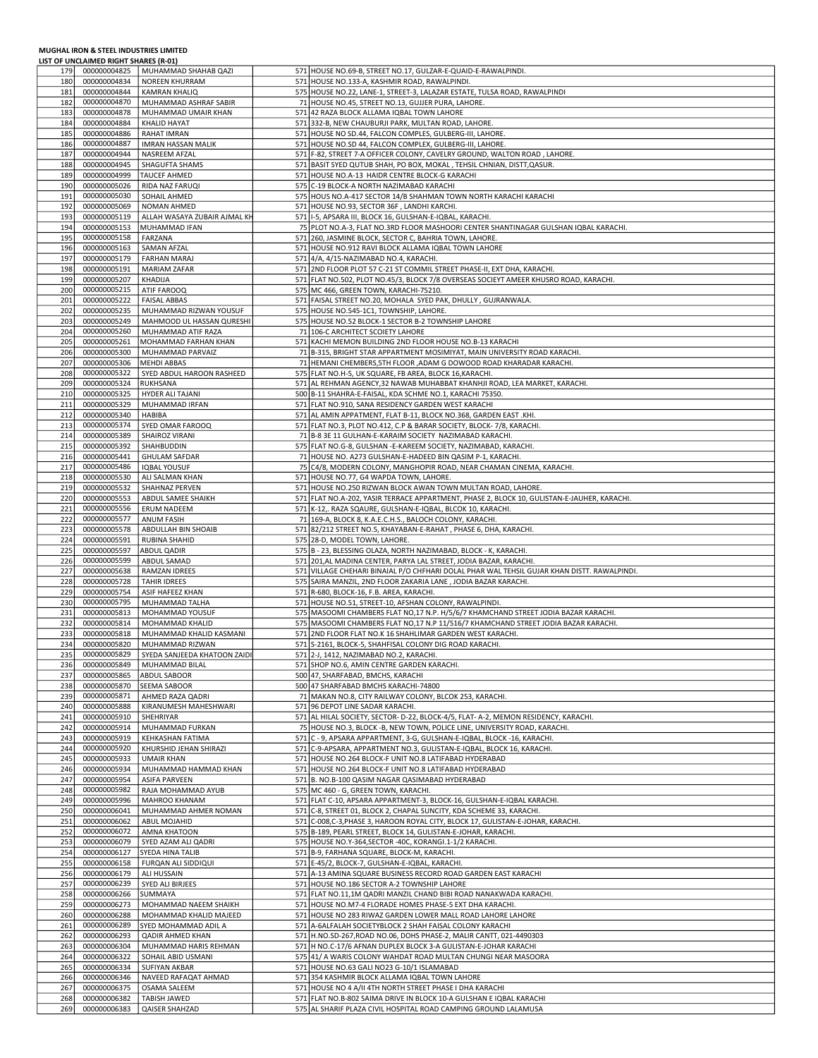**MUGHAL IRON & STEEL INDUSTRIES LIMITED**
**LIST OF UNCLAIMED RIGHT SHARES (R-01)**

| | | | | |
|---|---|---|---|---|
| 179 | 000000004825 | MUHAMMAD SHAHAB QAZI | 571 | HOUSE NO.69-B, STREET NO.17, GULZAR-E-QUAID-E-RAWALPINDI. |
| 180 | 000000004834 | NOREEN KHURRAM | 571 | HOUSE NO.133-A, KASHMIR ROAD, RAWALPINDI. |
| 181 | 000000004844 | KAMRAN KHALIQ | 575 | HOUSE NO.22, LANE-1, STREET-3, LALAZAR ESTATE, TULSA ROAD, RAWALPINDI |
| 182 | 000000004870 | MUHAMMAD ASHRAF SABIR | 71 | HOUSE NO.45, STREET NO.13, GUJJER PURA, LAHORE. |
| 183 | 000000004878 | MUHAMMAD UMAIR KHAN | 571 | 42 RAZA BLOCK ALLAMA IQBAL TOWN LAHORE |
| 184 | 000000004884 | KHALID HAYAT | 571 | 332-B, NEW CHAUBURJI PARK, MULTAN ROAD, LAHORE. |
| 185 | 000000004886 | RAHAT IMRAN | 571 | HOUSE NO SD.44, FALCON COMPLES, GULBERG-III, LAHORE. |
| 186 | 000000004887 | IMRAN HASSAN MALIK | 571 | HOUSE NO.SD 44, FALCON COMPLEX, GULBERG-III, LAHORE. |
| 187 | 000000004944 | NASREEM AFZAL | 571 | F-82, STREET 7-A OFFICER COLONY, CAVELRY GROUND, WALTON ROAD , LAHORE. |
| 188 | 000000004945 | SHAGUFTA SHAMS | 571 | BASIT SYED QUTUB SHAH, PO BOX, MOKAL , TEHSIL CHNIAN, DISTT,QASUR. |
| 189 | 000000004999 | TAUCEF AHMED | 571 | HOUSE NO.A-13 HAIDR CENTRE BLOCK-G KARACHI |
| 190 | 000000005026 | RIDA NAZ FARUQI | 575 | C-19 BLOCK-A NORTH NAZIMABAD KARACHI |
| 191 | 000000005030 | SOHAIL AHMED | 575 | HOUS NO.A-417 SECTOR 14/B SHAHMAN TOWN NORTH KARACHI KARACHI |
| 192 | 000000005069 | NOMAN AHMED | 571 | HOUSE NO.93, SECTOR 36F , LANDHI KARCHI. |
| 193 | 000000005119 | ALLAH WASAYA ZUBAIR AJMAL KH | 571 | I-5, APSARA III, BLOCK 16, GULSHAN-E-IQBAL, KARACHI. |
| 194 | 000000005153 | MUHAMMAD IFAN | 75 | PLOT NO.A-3, FLAT NO.3RD FLOOR MASHOORI CENTER SHANTINAGAR GULSHAN IQBAL KARACHI. |
| 195 | 000000005158 | FARZANA | 571 | 260, JASMINE BLOCK, SECTOR C, BAHRIA TOWN, LAHORE. |
| 196 | 000000005163 | SAMAN AFZAL | 571 | HOUSE NO.912 RAVI BLOCK ALLAMA IQBAL TOWN LAHORE |
| 197 | 000000005179 | FARHAN MARAJ | 571 | 4/A, 4/15-NAZIMABAD NO.4, KARACHI. |
| 198 | 000000005191 | MARIAM ZAFAR | 571 | 2ND FLOOR PLOT 57 C-21 ST COMMIL STREET PHASE-II, EXT DHA, KARACHI. |
| 199 | 000000005207 | KHADIJA | 571 | FLAT NO.502, PLOT NO.45/3, BLOCK 7/8 OVERSEAS SOCIEYT AMEER KHUSRO ROAD, KARACHI. |
| 200 | 000000005215 | ATIF FAROOQ | 575 | MC 466, GREEN TOWN, KARACHI-75210. |
| 201 | 000000005222 | FAISAL ABBAS | 571 | FAISAL STREET NO.20, MOHALA SYED PAK, DHULLY , GUJRANWALA. |
| 202 | 000000005235 | MUHAMMAD RIZWAN YOUSUF | 575 | HOUSE NO.545-1C1, TOWNSHIP, LAHORE. |
| 203 | 000000005249 | MAHMOOD UL HASSAN QURESHI | 575 | HOUSE NO.52 BLOCK-1 SECTOR B-2 TOWNSHIP LAHORE |
| 204 | 000000005260 | MUHAMMAD ATIF RAZA | 71 | 106-C ARCHITECT SCOIETY LAHORE |
| 205 | 000000005261 | MOHAMMAD FARHAN KHAN | 571 | KACHI MEMON BUILDING 2ND FLOOR HOUSE NO.B-13 KARACHI |
| 206 | 000000005300 | MUHAMMAD PARVAIZ | 71 | B-315, BRIGHT STAR APPARTMENT MOSIMIYAT, MAIN UNIVERSITY ROAD KARACHI. |
| 207 | 000000005306 | MEHDI ABBAS | 71 | HEMANI CHEMBERS,5TH FLOOR ,ADAM G DOWOOD ROAD KHARADAR KARACHI. |
| 208 | 000000005322 | SYED ABDUL HAROON RASHEED | 575 | FLAT NO.H-5, UK SQUARE, FB AREA, BLOCK 16,KARACHI. |
| 209 | 000000005324 | RUKHSANA | 571 | AL REHMAN AGENCY,32 NAWAB MUHABBAT KHANHJI ROAD, LEA MARKET, KARACHI. |
| 210 | 000000005325 | HYDER ALI TAJANI | 500 | B-11 SHAHRA-E-FAISAL, KDA SCHME NO.1, KARACHI 75350. |
| 211 | 000000005329 | MUHAMMAD IRFAN | 571 | FLAT NO.910, SANA RESIDENCY GARDEN WEST KARACHI |
| 212 | 000000005340 | HABIBA | 571 | AL AMIN APPATMENT, FLAT B-11, BLOCK NO.368, GARDEN EAST .KHI. |
| 213 | 000000005374 | SYED OMAR FAROOQ | 571 | FLAT NO.3, PLOT NO.412, C.P & BARAR SOCIETY, BLOCK- 7/8, KARACHI. |
| 214 | 000000005389 | SHAIROZ VIRANI | 71 | B-8 3E 11 GULHAN-E-KARAIM SOCIETY NAZIMABAD KARACHI. |
| 215 | 000000005392 | SHAHBUDDIN | 575 | FLAT NO.G-8, GULSHAN -E-KAREEM SOCIETY, NAZIMABAD, KARACHI. |
| 216 | 000000005441 | GHULAM SAFDAR | 71 | HOUSE NO. A273 GULSHAN-E-HADEED BIN QASIM P-1, KARACHI. |
| 217 | 000000005486 | IQBAL YOUSUF | 75 | C4/8, MODERN COLONY, MANGHOPIR ROAD, NEAR CHAMAN CINEMA, KARACHI. |
| 218 | 000000005530 | ALI SALMAN KHAN | 571 | HOUSE NO.77, G4 WAPDA TOWN, LAHORE. |
| 219 | 000000005532 | SHAHNAZ PERVEN | 571 | HOUSE NO.250 RIZWAN BLOCK AWAN TOWN MULTAN ROAD, LAHORE. |
| 220 | 000000005553 | ABDUL SAMEE SHAIKH | 571 | FLAT NO.A-202, YASIR TERRACE APPARTMENT, PHASE 2, BLOCK 10, GULISTAN-E-JAUHER, KARACHI. |
| 221 | 000000005556 | ERUM NADEEM | 571 | K-12,. RAZA SQAURE, GULSHAN-E-IQBAL, BLCOK 10, KARACHI. |
| 222 | 000000005577 | ANUM FASIH | 71 | 169-A, BLOCK 8, K.A.E.C.H.S., BALOCH COLONY, KARACHI. |
| 223 | 000000005578 | ABDULLAH BIN SHOAIB | 571 | 82/212 STREET NO.5, KHAYABAN-E-RAHAT , PHASE 6, DHA, KARACHI. |
| 224 | 000000005591 | RUBINA SHAHID | 575 | 28-D, MODEL TOWN, LAHORE. |
| 225 | 000000005597 | ABDUL QADIR | 575 | B - 23, BLESSING OLAZA, NORTH NAZIMABAD, BLOCK - K, KARACHI. |
| 226 | 000000005599 | ABDUL SAMAD | 571 | 201,AL MADINA CENTER, PARYA LAL STREET, JODIA BAZAR, KARACHI. |
| 227 | 000000005638 | RAMZAN IDREES | 571 | VILLAGE CHEHARI BINAIAL P/O CHFHARI DOLAL PHAR WAL TEHSIL GUJAR KHAN DISTT. RAWALPINDI. |
| 228 | 000000005728 | TAHIR IDREES | 575 | SAIRA MANZIL, 2ND FLOOR ZAKARIA LANE , JODIA BAZAR KARACHI. |
| 229 | 000000005754 | ASIF HAFEEZ KHAN | 571 | R-680, BLOCK-16, F.B. AREA, KARACHI. |
| 230 | 000000005795 | MUHAMMAD TALHA | 571 | HOUSE NO.51, STREET-10, AFSHAN COLONY, RAWALPINDI. |
| 231 | 000000005813 | MOHAMMAD YOUSUF | 575 | MASOOMI CHAMBERS FLAT NO,17 N.P. H/5/6/7 KHAMCHAND STREET JODIA BAZAR KARACHI. |
| 232 | 000000005814 | MOHAMMAD KHALID | 575 | MASOOMI CHAMBERS FLAT NO,17 N.P 11/516/7 KHAMCHAND STREET JODIA BAZAR KARACHI. |
| 233 | 000000005818 | MUHAMMAD KHALID KASMANI | 571 | 2ND FLOOR FLAT NO.K 16 SHAHLIMAR GARDEN WEST KARACHI. |
| 234 | 000000005820 | MUHAMMAD RIZWAN | 571 | S-2161, BLOCK-5, SHAHFISAL COLONY DIG ROAD KARACHI. |
| 235 | 000000005829 | SYEDA SANJEEDA KHATOON ZAIDI | 571 | 2-J, 1412, NAZIMABAD NO.2, KARACHI. |
| 236 | 000000005849 | MUHAMMAD BILAL | 571 | SHOP NO.6, AMIN CENTRE GARDEN KARACHI. |
| 237 | 000000005865 | ABDUL SABOOR | 500 | 47, SHARFABAD, BMCHS, KARACHI |
| 238 | 000000005870 | SEEMA SABOOR | 500 | 47 SHARFABAD BMCHS KARACHI-74800 |
| 239 | 000000005871 | AHMED RAZA QADRI | 71 | MAKAN NO.8, CITY RAILWAY COLONY, BLCOK 253, KARACHI. |
| 240 | 000000005888 | KIRANUMESH MAHESHWARI | 571 | 96 DEPOT LINE SADAR KARACHI. |
| 241 | 000000005910 | SHEHRIYAR | 571 | AL HILAL SOCIETY, SECTOR- D-22, BLOCK-4/5, FLAT- A-2, MEMON RESIDENCY, KARACHI. |
| 242 | 000000005914 | MUHAMMAD FURKAN | 75 | HOUSE NO.3, BLOCK -B, NEW TOWN, POLICE LINE, UNIVERSITY ROAD, KARACHI. |
| 243 | 000000005919 | KEHKASHAN FATIMA | 571 | C - 9, APSARA APPARTMENT, 3-G, GULSHAN-E-IQBAL, BLOCK -16, KARACHI. |
| 244 | 000000005920 | KHURSHID JEHAN SHIRAZI | 571 | C-9-APSARA, APPARTMENT NO.3, GULISTAN-E-IQBAL, BLOCK 16, KARACHI. |
| 245 | 000000005933 | UMAIR KHAN | 571 | HOUSE NO.264 BLOCK-F UNIT NO.8 LATIFABAD HYDERABAD |
| 246 | 000000005934 | MUHAMMAD HAMMAD KHAN | 571 | HOUSE NO.264 BLOCK-F UNIT NO.8 LATIFABAD HYDERABAD |
| 247 | 000000005954 | ASIFA PARVEEN | 571 | B. NO.B-100 QASIM NAGAR QASIMABAD HYDERABAD |
| 248 | 000000005982 | RAJA MOHAMMAD AYUB | 575 | MC 460 - G, GREEN TOWN, KARACHI. |
| 249 | 000000005996 | MAHROO KHANAM | 571 | FLAT C-10, APSARA APPARTMENT-3, BLOCK-16, GULSHAN-E-IQBAL KARACHI. |
| 250 | 000000006041 | MUHAMMAD AHMER NOMAN | 571 | C-8, STREET 01, BLOCK 2, CHAPAL SUNCITY, KDA SCHEME 33, KARACHI. |
| 251 | 000000006062 | ABUL MOJAHID | 571 | C-008,C-3,PHASE 3, HAROON ROYAL CITY, BLOCK 17, GULISTAN-E-JOHAR, KARACHI. |
| 252 | 000000006072 | AMNA KHATOON | 575 | B-189, PEARL STREET, BLOCK 14, GULISTAN-E-JOHAR, KARACHI. |
| 253 | 000000006079 | SYED AZAM ALI QADRI | 575 | HOUSE NO.Y-364,SECTOR -40C, KORANGI.1-1/2 KARACHI. |
| 254 | 000000006127 | SYEDA HINA TALIB | 571 | B-9, FARHANA SQUARE, BLOCK-M, KARACHI. |
| 255 | 000000006158 | FURQAN ALI SIDDIQUI | 571 | E-45/2, BLOCK-7, GULSHAN-E-IQBAL, KARACHI. |
| 256 | 000000006179 | ALI HUSSAIN | 571 | A-13 AMINA SQUARE BUSINESS RECORD ROAD GARDEN EAST KARACHI |
| 257 | 000000006239 | SYED ALI BIRJEES | 571 | HOUSE NO.186 SECTOR A-2 TOWNSHIP LAHORE |
| 258 | 000000006266 | SUMMAYA | 571 | FLAT NO.11,1M QADRI MANZIL CHAND BIBI ROAD NANAKWADA KARACHI. |
| 259 | 000000006273 | MOHAMMAD NAEEM SHAIKH | 571 | HOUSE NO.M7-4 FLORADE HOMES PHASE-5 EXT DHA KARACHI. |
| 260 | 000000006288 | MOHAMMAD KHALID MAJEED | 571 | HOUSE NO 283 RIWAZ GARDEN LOWER MALL ROAD LAHORE LAHORE |
| 261 | 000000006289 | SYED MOHAMMAD ADIL A | 571 | A-6ALFALAH SOCIETYBLOCK 2 SHAH FAISAL COLONY KARACHI |
| 262 | 000000006293 | QADIR AHMED KHAN | 571 | H.NO.SD-267,ROAD NO.06, DOHS PHASE-2, MALIR CANTT, 021-4490303 |
| 263 | 000000006304 | MUHAMMAD HARIS REHMAN | 571 | H NO.C-17/6 AFNAN DUPLEX BLOCK 3-A GULISTAN-E-JOHAR KARACHI |
| 264 | 000000006322 | SOHAIL ABID USMANI | 575 | 41/ A WARIS COLONY WAHDAT ROAD MULTAN CHUNGI NEAR MASOORA |
| 265 | 000000006334 | SUFIYAN AKBAR | 571 | HOUSE NO.63 GALI NO23 G-10/1 ISLAMABAD |
| 266 | 000000006346 | NAVEED RAFAQAT AHMAD | 571 | 354 KASHMIR BLOCK ALLAMA IQBAL TOWN LAHORE |
| 267 | 000000006375 | OSAMA SALEEM | 571 | HOUSE NO 4 A/II 4TH NORTH STREET PHASE I DHA KARACHI |
| 268 | 000000006382 | TABISH JAWED | 571 | FLAT NO.B-802 SAIMA DRIVE IN BLOCK 10-A GULSHAN E IQBAL KARACHI |
| 269 | 000000006383 | QAISER SHAHZAD | 575 | AL SHARIF PLAZA CIVIL HOSPITAL ROAD CAMPING GROUND LALAMUSA |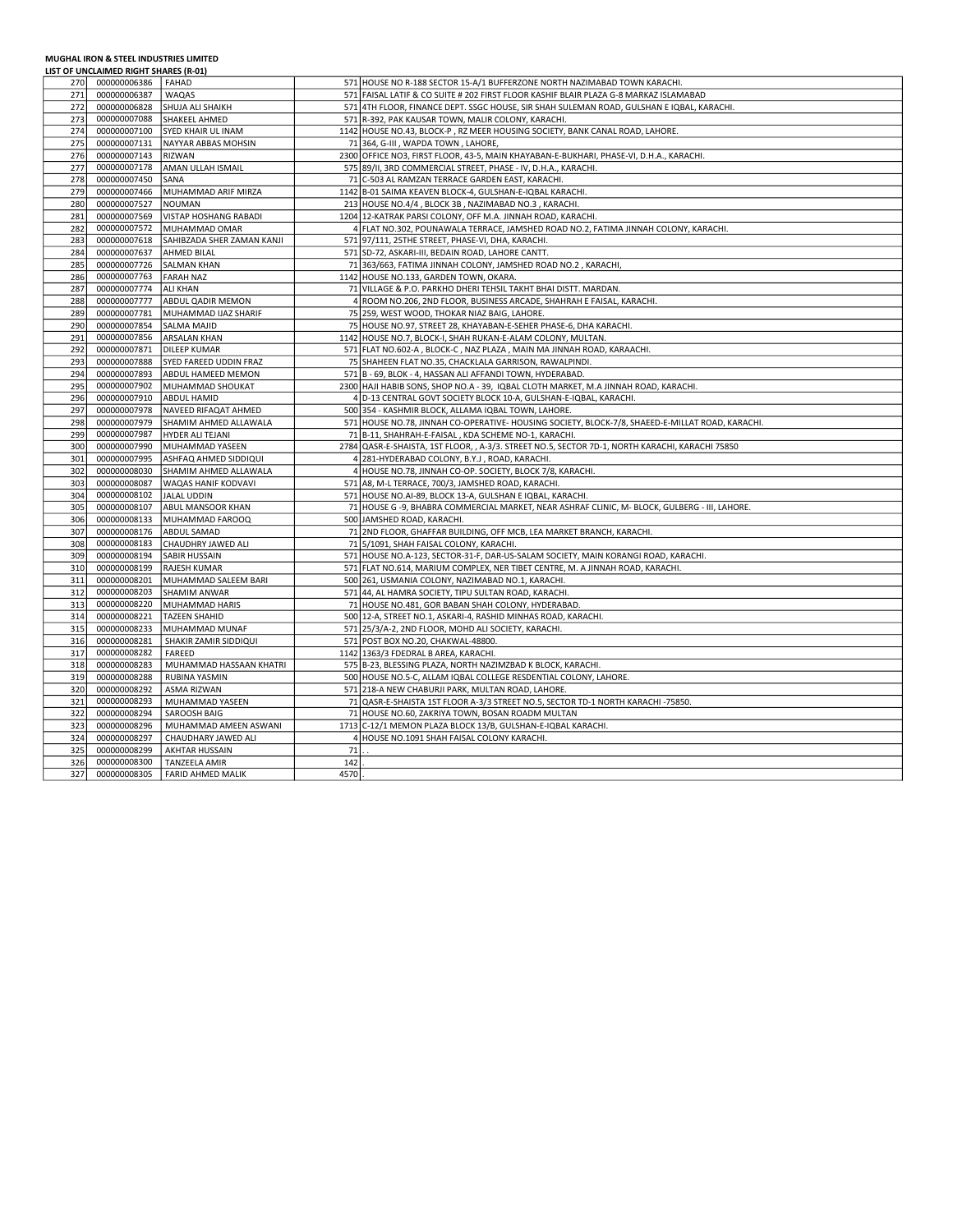**MUGHAL IRON & STEEL INDUSTRIES LIMITED**
**LIST OF UNCLAIMED RIGHT SHARES (R-01)**

| | | | | |
|---|---|---|---|---|
| 270 | 000000006386 | FAHAD | 571 | HOUSE NO R-188 SECTOR 15-A/1 BUFFERZONE NORTH NAZIMABAD TOWN KARACHI. |
| 271 | 000000006387 | WAQAS | 571 | FAISAL LATIF & CO SUITE # 202 FIRST FLOOR KASHIF BLAIR PLAZA G-8 MARKAZ ISLAMABAD |
| 272 | 000000006828 | SHUJA ALI SHAIKH | 571 | 4TH FLOOR, FINANCE DEPT. SSGC HOUSE, SIR SHAH SULEMAN ROAD, GULSHAN E IQBAL, KARACHI. |
| 273 | 000000007088 | SHAKEEL AHMED | 571 | R-392, PAK KAUSAR TOWN, MALIR COLONY, KARACHI. |
| 274 | 000000007100 | SYED KHAIR UL INAM | 1142 | HOUSE NO.43, BLOCK-P , RZ MEER HOUSING SOCIETY, BANK CANAL ROAD, LAHORE. |
| 275 | 000000007131 | NAYYAR ABBAS MOHSIN | 71 | 364, G-III , WAPDA TOWN , LAHORE, |
| 276 | 000000007143 | RIZWAN | 2300 | OFFICE NO3, FIRST FLOOR, 43-5, MAIN KHAYABAN-E-BUKHARI, PHASE-VI, D.H.A., KARACHI. |
| 277 | 000000007178 | AMAN ULLAH ISMAIL | 575 | 89/II, 3RD COMMERCIAL STREET, PHASE - IV, D.H.A., KARACHI. |
| 278 | 000000007450 | SANA | 71 | C-503 AL RAMZAN TERRACE GARDEN EAST, KARACHI. |
| 279 | 000000007466 | MUHAMMAD ARIF MIRZA | 1142 | B-01 SAIMA KEAVEN BLOCK-4, GULSHAN-E-IQBAL KARACHI. |
| 280 | 000000007527 | NOUMAN | 213 | HOUSE NO.4/4 , BLOCK 3B , NAZIMABAD NO.3 , KARACHI. |
| 281 | 000000007569 | VISTAP HOSHANG RABADI | 1204 | 12-KATRAK PARSI COLONY, OFF M.A. JINNAH ROAD, KARACHI. |
| 282 | 000000007572 | MUHAMMAD OMAR | 4 | FLAT NO.302, POUNAWALA TERRACE, JAMSHED ROAD NO.2, FATIMA JINNAH COLONY, KARACHI. |
| 283 | 000000007618 | SAHIBZADA SHER ZAMAN KANJI | 571 | 97/111, 25THE STREET, PHASE-VI, DHA, KARACHI. |
| 284 | 000000007637 | AHMED BILAL | 571 | SD-72, ASKARI-III, BEDAIN ROAD, LAHORE CANTT. |
| 285 | 000000007726 | SALMAN KHAN | 71 | 363/663, FATIMA JINNAH COLONY, JAMSHED ROAD NO.2 , KARACHI, |
| 286 | 000000007763 | FARAH NAZ | 1142 | HOUSE NO.133, GARDEN TOWN, OKARA. |
| 287 | 000000007774 | ALI KHAN | 71 | VILLAGE & P.O. PARKHO DHERI TEHSIL TAKHT BHAI DISTT. MARDAN. |
| 288 | 000000007777 | ABDUL QADIR MEMON | 4 | ROOM NO.206, 2ND FLOOR, BUSINESS ARCADE, SHAHRAH E FAISAL, KARACHI. |
| 289 | 000000007781 | MUHAMMAD IJAZ SHARIF | 75 | 259, WEST WOOD, THOKAR NIAZ BAIG, LAHORE. |
| 290 | 000000007854 | SALMA MAJID | 75 | HOUSE NO.97, STREET 28, KHAYABAN-E-SEHER PHASE-6, DHA KARACHI. |
| 291 | 000000007856 | ARSALAN KHAN | 1142 | HOUSE NO.7, BLOCK-I, SHAH RUKAN-E-ALAM COLONY, MULTAN. |
| 292 | 000000007871 | DILEEP KUMAR | 571 | FLAT NO.602-A , BLOCK-C , NAZ PLAZA , MAIN MA JINNAH ROAD, KARAACHI. |
| 293 | 000000007888 | SYED FAREED UDDIN FRAZ | 75 | SHAHEEN FLAT NO.35, CHACKLALA GARRISON, RAWALPINDI. |
| 294 | 000000007893 | ABDUL HAMEED MEMON | 571 | B - 69, BLOK - 4, HASSAN ALI AFFANDI TOWN, HYDERABAD. |
| 295 | 000000007902 | MUHAMMAD SHOUKAT | 2300 | HAJI HABIB SONS, SHOP NO.A - 39, IQBAL CLOTH MARKET, M.A JINNAH ROAD, KARACHI. |
| 296 | 000000007910 | ABDUL HAMID | 4 | D-13 CENTRAL GOVT SOCIETY BLOCK 10-A, GULSHAN-E-IQBAL, KARACHI. |
| 297 | 000000007978 | NAVEED RIFAQAT AHMED | 500 | 354 - KASHMIR BLOCK, ALLAMA IQBAL TOWN, LAHORE. |
| 298 | 000000007979 | SHAMIM AHMED ALLAWALA | 571 | HOUSE NO.78, JINNAH CO-OPERATIVE- HOUSING SOCIETY, BLOCK-7/8, SHAEED-E-MILLAT ROAD, KARACHI. |
| 299 | 000000007987 | HYDER ALI TEJANI | 71 | B-11, SHAHRAH-E-FAISAL , KDA SCHEME NO-1, KARACHI. |
| 300 | 000000007990 | MUHAMMAD YASEEN | 2784 | QASR-E-SHAISTA, 1ST FLOOR, , A-3/3. STREET NO.5, SECTOR 7D-1, NORTH KARACHI, KARACHI 75850 |
| 301 | 000000007995 | ASHFAQ AHMED SIDDIQUI | 4 | 281-HYDERABAD COLONY, B.Y.J , ROAD, KARACHI. |
| 302 | 000000008030 | SHAMIM AHMED ALLAWALA | 4 | HOUSE NO.78, JINNAH CO-OP. SOCIETY, BLOCK 7/8, KARACHI. |
| 303 | 000000008087 | WAQAS HANIF KODVAVI | 571 | A8, M-L TERRACE, 700/3, JAMSHED ROAD, KARACHI. |
| 304 | 000000008102 | JALAL UDDIN | 571 | HOUSE NO.AI-89, BLOCK 13-A, GULSHAN E IQBAL, KARACHI. |
| 305 | 000000008107 | ABUL MANSOOR KHAN | 71 | HOUSE G -9, BHABRA COMMERCIAL MARKET, NEAR ASHRAF CLINIC, M- BLOCK, GULBERG - III, LAHORE. |
| 306 | 000000008133 | MUHAMMAD FAROOQ | 500 | JAMSHED ROAD, KARACHI. |
| 307 | 000000008176 | ABDUL SAMAD | 71 | 2ND FLOOR, GHAFFAR BUILDING, OFF MCB, LEA MARKET BRANCH, KARACHI. |
| 308 | 000000008183 | CHAUDHRY JAWED ALI | 71 | 5/1091, SHAH FAISAL COLONY, KARACHI. |
| 309 | 000000008194 | SABIR HUSSAIN | 571 | HOUSE NO.A-123, SECTOR-31-F, DAR-US-SALAM SOCIETY, MAIN KORANGI ROAD, KARACHI. |
| 310 | 000000008199 | RAJESH KUMAR | 571 | FLAT NO.614, MARIUM COMPLEX, NER TIBET CENTRE, M. A JINNAH ROAD, KARACHI. |
| 311 | 000000008201 | MUHAMMAD SALEEM BARI | 500 | 261, USMANIA COLONY, NAZIMABAD NO.1, KARACHI. |
| 312 | 000000008203 | SHAMIM ANWAR | 571 | 44, AL HAMRA SOCIETY, TIPU SULTAN ROAD, KARACHI. |
| 313 | 000000008220 | MUHAMMAD HARIS | 71 | HOUSE NO.481, GOR BABAN SHAH COLONY, HYDERABAD. |
| 314 | 000000008221 | TAZEEN SHAHID | 500 | 12-A, STREET NO.1, ASKARI-4, RASHID MINHAS ROAD, KARACHI. |
| 315 | 000000008233 | MUHAMMAD MUNAF | 571 | 25/3/A-2, 2ND FLOOR, MOHD ALI SOCIETY, KARACHI. |
| 316 | 000000008281 | SHAKIR ZAMIR SIDDIQUI | 571 | POST BOX NO.20, CHAKWAL-48800. |
| 317 | 000000008282 | FAREED | 1142 | 1363/3 FDEDRAL B AREA, KARACHI. |
| 318 | 000000008283 | MUHAMMAD HASSAAN KHATRI | 575 | B-23, BLESSING PLAZA, NORTH NAZIMZBAD K BLOCK, KARACHI. |
| 319 | 000000008288 | RUBINA YASMIN | 500 | HOUSE NO.5-C, ALLAM IQBAL COLLEGE RESDENTIAL COLONY, LAHORE. |
| 320 | 000000008292 | ASMA RIZWAN | 571 | 218-A NEW CHABURJI PARK, MULTAN ROAD, LAHORE. |
| 321 | 000000008293 | MUHAMMAD YASEEN | 71 | QASR-E-SHAISTA 1ST FLOOR A-3/3 STREET NO.5, SECTOR TD-1 NORTH KARACHI -75850. |
| 322 | 000000008294 | SAROOSH BAIG | 71 | HOUSE NO.60, ZAKRIYA TOWN, BOSAN ROADM MULTAN |
| 323 | 000000008296 | MUHAMMAD AMEEN ASWANI | 1713 | C-12/1 MEMON PLAZA BLOCK 13/B, GULSHAN-E-IQBAL KARACHI. |
| 324 | 000000008297 | CHAUDHARY JAWED ALI | 4 | HOUSE NO.1091 SHAH FAISAL COLONY KARACHI. |
| 325 | 000000008299 | AKHTAR HUSSAIN | 71 | . . |
| 326 | 000000008300 | TANZEELA AMIR | 142 | . |
| 327 | 000000008305 | FARID AHMED MALIK | 4570 | . |